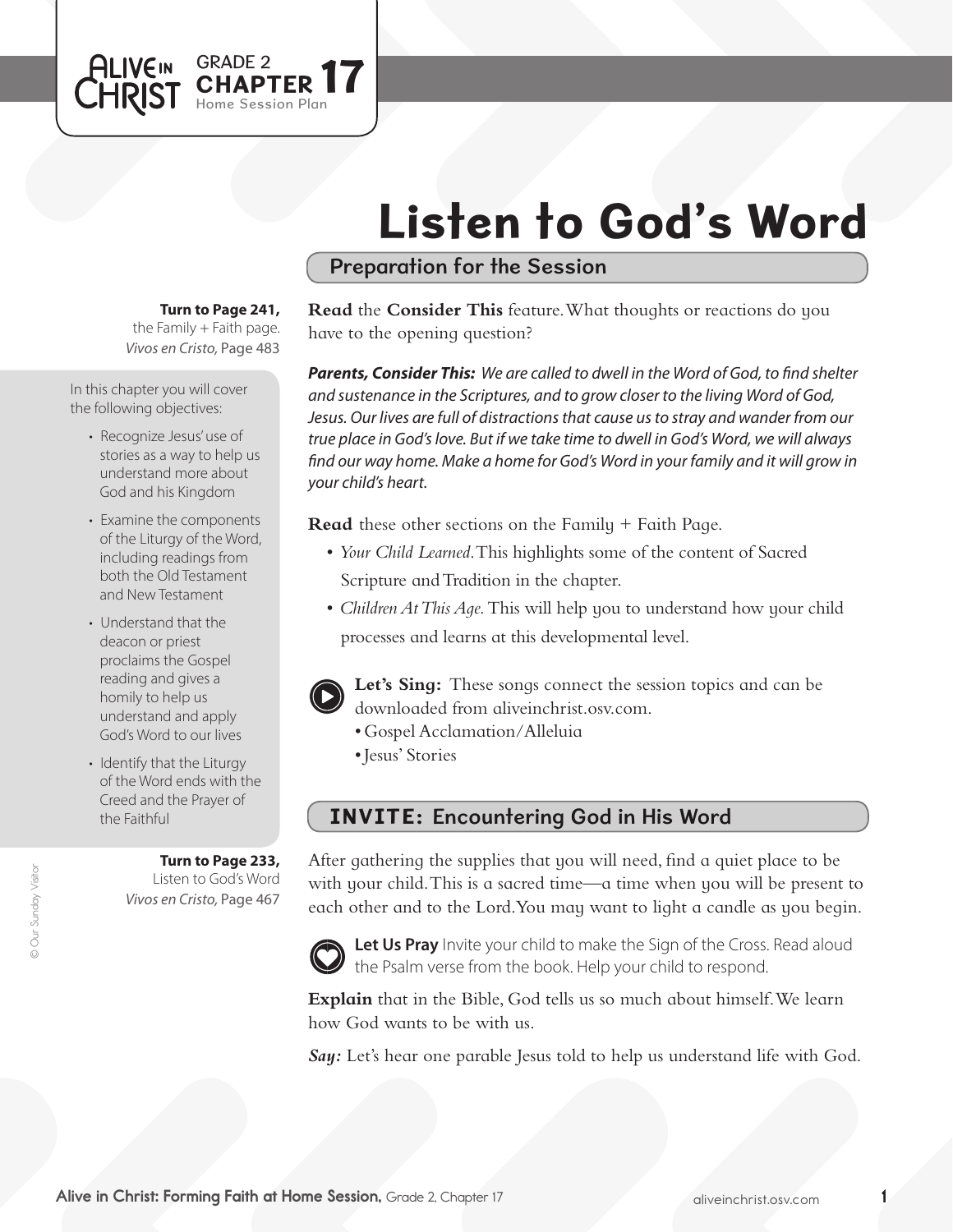GRADE 2
**CHAPTER 17**
Home Session Plan

# Listen to God's Word

## Preparation for the Session

**Turn to Page 241,** the Family + Faith page. *Vivos en Cristo,* Page 483

In this chapter you will cover the following objectives:

- Recognize Jesus' use of stories as a way to help us understand more about God and his Kingdom
- Examine the components of the Liturgy of the Word, including readings from both the Old Testament and New Testament
- Understand that the deacon or priest proclaims the Gospel reading and gives a homily to help us understand and apply God's Word to our lives
- Identify that the Liturgy of the Word ends with the Creed and the Prayer of the Faithful

**Turn to Page 233,** Listen to God's Word *Vivos en Cristo,* Page 467

**Read** the **Consider This** feature. What thoughts or reactions do you have to the opening question?

***Parents, Consider This:*** *We are called to dwell in the Word of God, to find shelter and sustenance in the Scriptures, and to grow closer to the living Word of God, Jesus. Our lives are full of distractions that cause us to stray and wander from our true place in God's love. But if we take time to dwell in God's Word, we will always find our way home. Make a home for God's Word in your family and it will grow in your child's heart.*

**Read** these other sections on the Family + Faith Page.

- *Your Child Learned.* This highlights some of the content of Sacred Scripture and Tradition in the chapter.
- *Children At This Age.* This will help you to understand how your child processes and learns at this developmental level.

**Let's Sing:** These songs connect the session topics and can be downloaded from aliveinchrist.osv.com.

- Gospel Acclamation/Alleluia
- Jesus' Stories

## INVITE: Encountering God in His Word

After gathering the supplies that you will need, find a quiet place to be with your child. This is a sacred time—a time when you will be present to each other and to the Lord. You may want to light a candle as you begin.

**Let Us Pray** Invite your child to make the Sign of the Cross. Read aloud the Psalm verse from the book. Help your child to respond.

**Explain** that in the Bible, God tells us so much about himself. We learn how God wants to be with us.

***Say:*** Let's hear one parable Jesus told to help us understand life with God.

© Our Sunday Visitor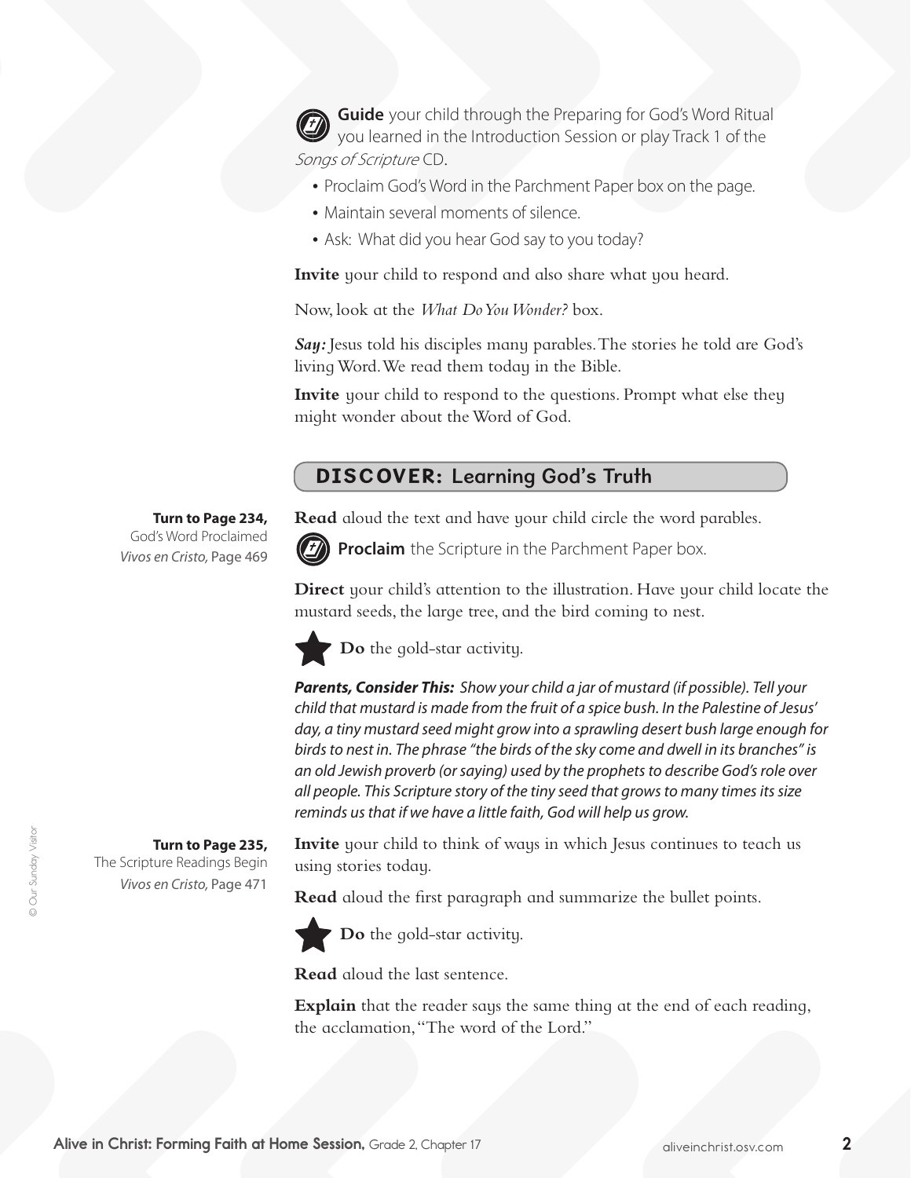**Guide** your child through the Preparing for God's Word Ritual you learned in the Introduction Session or play Track 1 of the *Songs of Scripture* CD.

- Proclaim God's Word in the Parchment Paper box on the page.
- Maintain several moments of silence.
- Ask: What did you hear God say to you today?

**Invite** your child to respond and also share what you heard.

Now, look at the *What Do You Wonder?* box.

***Say:*** Jesus told his disciples many parables. The stories he told are God's living Word. We read them today in the Bible.

**Invite** your child to respond to the questions. Prompt what else they might wonder about the Word of God.

## DISCOVER: Learning God's Truth

**Turn to Page 234,**
God's Word Proclaimed
*Vivos en Cristo,* Page 469

**Read** aloud the text and have your child circle the word parables.

**Proclaim** the Scripture in the Parchment Paper box.

**Direct** your child's attention to the illustration. Have your child locate the mustard seeds, the large tree, and the bird coming to nest.

**Do** the gold-star activity.

***Parents, Consider This:*** *Show your child a jar of mustard (if possible). Tell your child that mustard is made from the fruit of a spice bush. In the Palestine of Jesus' day, a tiny mustard seed might grow into a sprawling desert bush large enough for birds to nest in. The phrase "the birds of the sky come and dwell in its branches" is an old Jewish proverb (or saying) used by the prophets to describe God's role over all people. This Scripture story of the tiny seed that grows to many times its size reminds us that if we have a little faith, God will help us grow.*

**Turn to Page 235,**
The Scripture Readings Begin
*Vivos en Cristo,* Page 471

**Invite** your child to think of ways in which Jesus continues to teach us using stories today.

**Read** aloud the first paragraph and summarize the bullet points.

**Do** the gold-star activity.

**Read** aloud the last sentence.

**Explain** that the reader says the same thing at the end of each reading, the acclamation, "The word of the Lord."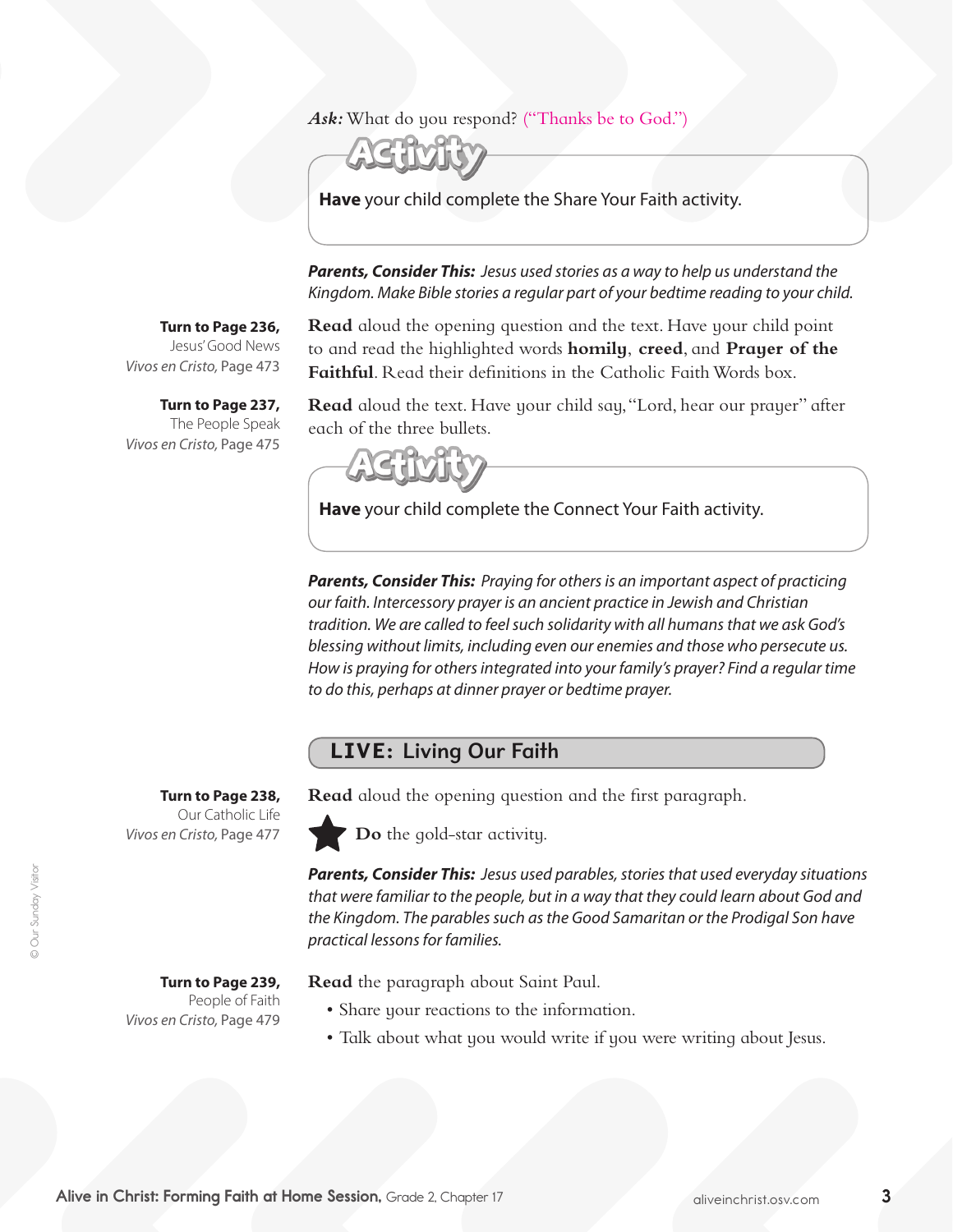***Ask:*** What do you respond? ("Thanks be to God.")

**Activity**

**Have** your child complete the Share Your Faith activity.

***Parents, Consider This:*** *Jesus used stories as a way to help us understand the Kingdom. Make Bible stories a regular part of your bedtime reading to your child.*

**Turn to Page 236,**
Jesus' Good News
*Vivos en Cristo*, Page 473

**Read** aloud the opening question and the text. Have your child point to and read the highlighted words **homily**, **creed**, and **Prayer of the Faithful**. Read their definitions in the Catholic Faith Words box.

**Turn to Page 237,**
The People Speak
*Vivos en Cristo*, Page 475

**Read** aloud the text. Have your child say, "Lord, hear our prayer" after each of the three bullets.

**Activity**

**Have** your child complete the Connect Your Faith activity.

***Parents, Consider This:*** *Praying for others is an important aspect of practicing our faith. Intercessory prayer is an ancient practice in Jewish and Christian tradition. We are called to feel such solidarity with all humans that we ask God's blessing without limits, including even our enemies and those who persecute us. How is praying for others integrated into your family's prayer? Find a regular time to do this, perhaps at dinner prayer or bedtime prayer.*

## LIVE: Living Our Faith

**Turn to Page 238,**
Our Catholic Life
*Vivos en Cristo*, Page 477

**Read** aloud the opening question and the first paragraph.

★ **Do** the gold-star activity.

***Parents, Consider This:*** *Jesus used parables, stories that used everyday situations that were familiar to the people, but in a way that they could learn about God and the Kingdom. The parables such as the Good Samaritan or the Prodigal Son have practical lessons for families.*

**Turn to Page 239,**
People of Faith
*Vivos en Cristo*, Page 479

**Read** the paragraph about Saint Paul.

- Share your reactions to the information.
- Talk about what you would write if you were writing about Jesus.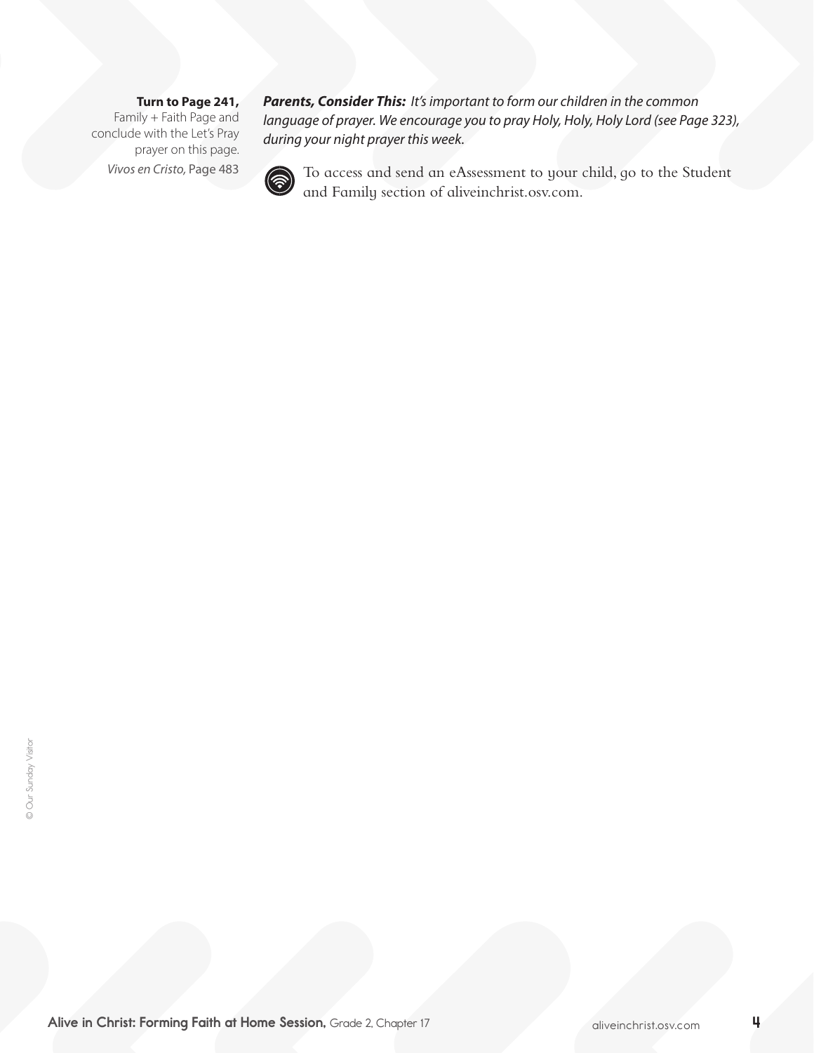**Turn to Page 241,**
Family + Faith Page and conclude with the Let's Pray prayer on this page.
*Vivos en Cristo,* Page 483

***Parents, Consider This:*** *It's important to form our children in the common language of prayer. We encourage you to pray Holy, Holy, Holy Lord (see Page 323), during your night prayer this week.*

To access and send an eAssessment to your child, go to the Student and Family section of aliveinchrist.osv.com.